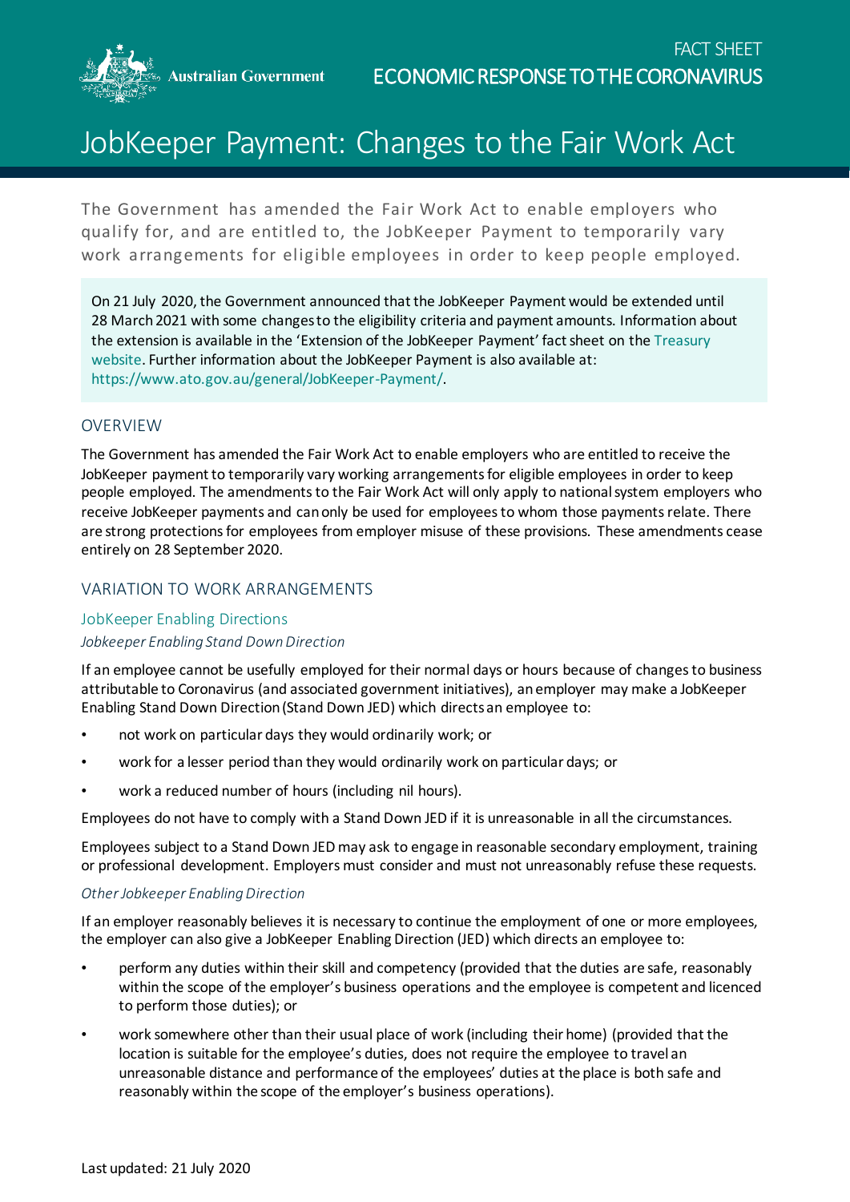FACT SHEET

ECONOMIC RESPONSE TO THE CORONAVIRUS

# JobKeeper Payment: Changes to the Fair Work Act

The Government has amended the Fair Work Act to enable employers who qualify for, and are entitled to, the JobKeeper Payment to temporarily vary work arrangements for eligible employees in order to keep people employed.

On 21 July 2020, the Government announced that the JobKeeper Payment would be extended until 28 March 2021 with some changes to the eligibility criteria and payment amounts. Information about the extension is available in the 'Extension of the JobKeeper Payment' fact sheet on the Treasury website. Further information about the JobKeeper Payment is also available at: https://www.ato.gov.au/general/JobKeeper-Payment/.

## OVERVIEW

The Government has amended the Fair Work Act to enable employers who are entitled to receive the JobKeeper payment to temporarily vary working arrangements for eligible employees in order to keep people employed. The amendments to the Fair Work Act will only apply to national system employers who receive JobKeeper payments and can only be used for employees to whom those payments relate. There are strong protections for employees from employer misuse of these provisions. These amendments cease entirely on 28 September 2020.

## VARIATION TO WORK ARRANGEMENTS

### JobKeeper Enabling Directions

*Jobkeeper Enabling Stand Down Direction*

If an employee cannot be usefully employed for their normal days or hours because of changes to business attributable to Coronavirus (and associated government initiatives), an employer may make a JobKeeper Enabling Stand Down Direction (Stand Down JED) which directs an employee to:

- not work on particular days they would ordinarily work; or
- work for a lesser period than they would ordinarily work on particular days; or
- work a reduced number of hours (including nil hours).

Employees do not have to comply with a Stand Down JED if it is unreasonable in all the circumstances.

Employees subject to a Stand Down JED may ask to engage in reasonable secondary employment, training or professional development. Employers must consider and must not unreasonably refuse these requests.

*Other Jobkeeper Enabling Direction*

If an employer reasonably believes it is necessary to continue the employment of one or more employees, the employer can also give a JobKeeper Enabling Direction (JED) which directs an employee to:

- perform any duties within their skill and competency (provided that the duties are safe, reasonably within the scope of the employer's business operations and the employee is competent and licenced to perform those duties); or
- work somewhere other than their usual place of work (including their home) (provided that the location is suitable for the employee's duties, does not require the employee to travel an unreasonable distance and performance of the employees' duties at the place is both safe and reasonably within the scope of the employer's business operations).

Last updated: 21 July 2020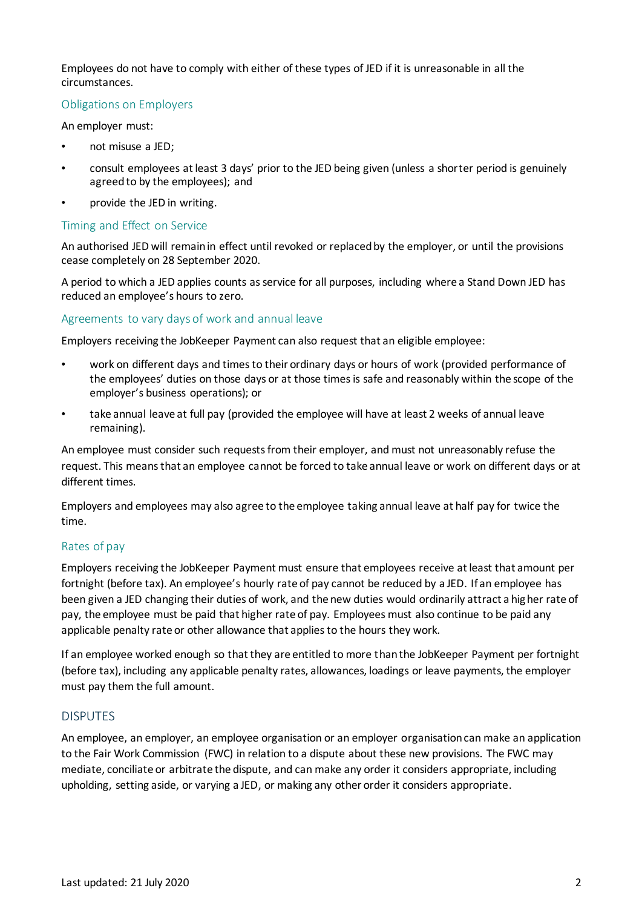Employees do not have to comply with either of these types of JED if it is unreasonable in all the circumstances.

### Obligations on Employers

An employer must:

- not misuse a JED;
- consult employees at least 3 days' prior to the JED being given (unless a shorter period is genuinely agreed to by the employees); and
- provide the JED in writing.

### Timing and Effect on Service

An authorised JED will remain in effect until revoked or replaced by the employer, or until the provisions cease completely on 28 September 2020.

A period to which a JED applies counts as service for all purposes, including where a Stand Down JED has reduced an employee's hours to zero.

### Agreements to vary days of work and annual leave

Employers receiving the JobKeeper Payment can also request that an eligible employee:

- work on different days and times to their ordinary days or hours of work (provided performance of the employees' duties on those days or at those times is safe and reasonably within the scope of the employer's business operations); or
- take annual leave at full pay (provided the employee will have at least 2 weeks of annual leave remaining).

An employee must consider such requests from their employer, and must not unreasonably refuse the request. This means that an employee cannot be forced to take annual leave or work on different days or at different times.

Employers and employees may also agree to the employee taking annual leave at half pay for twice the time.

### Rates of pay

Employers receiving the JobKeeper Payment must ensure that employees receive at least that amount per fortnight (before tax). An employee's hourly rate of pay cannot be reduced by a JED. If an employee has been given a JED changing their duties of work, and the new duties would ordinarily attract a higher rate of pay, the employee must be paid that higher rate of pay. Employees must also continue to be paid any applicable penalty rate or other allowance that applies to the hours they work.

If an employee worked enough so that they are entitled to more than the JobKeeper Payment per fortnight (before tax), including any applicable penalty rates, allowances, loadings or leave payments, the employer must pay them the full amount.

## DISPUTES

An employee, an employer, an employee organisation or an employer organisation can make an application to the Fair Work Commission (FWC) in relation to a dispute about these new provisions. The FWC may mediate, conciliate or arbitrate the dispute, and can make any order it considers appropriate, including upholding, setting aside, or varying a JED, or making any other order it considers appropriate.

Last updated: 21 July 2020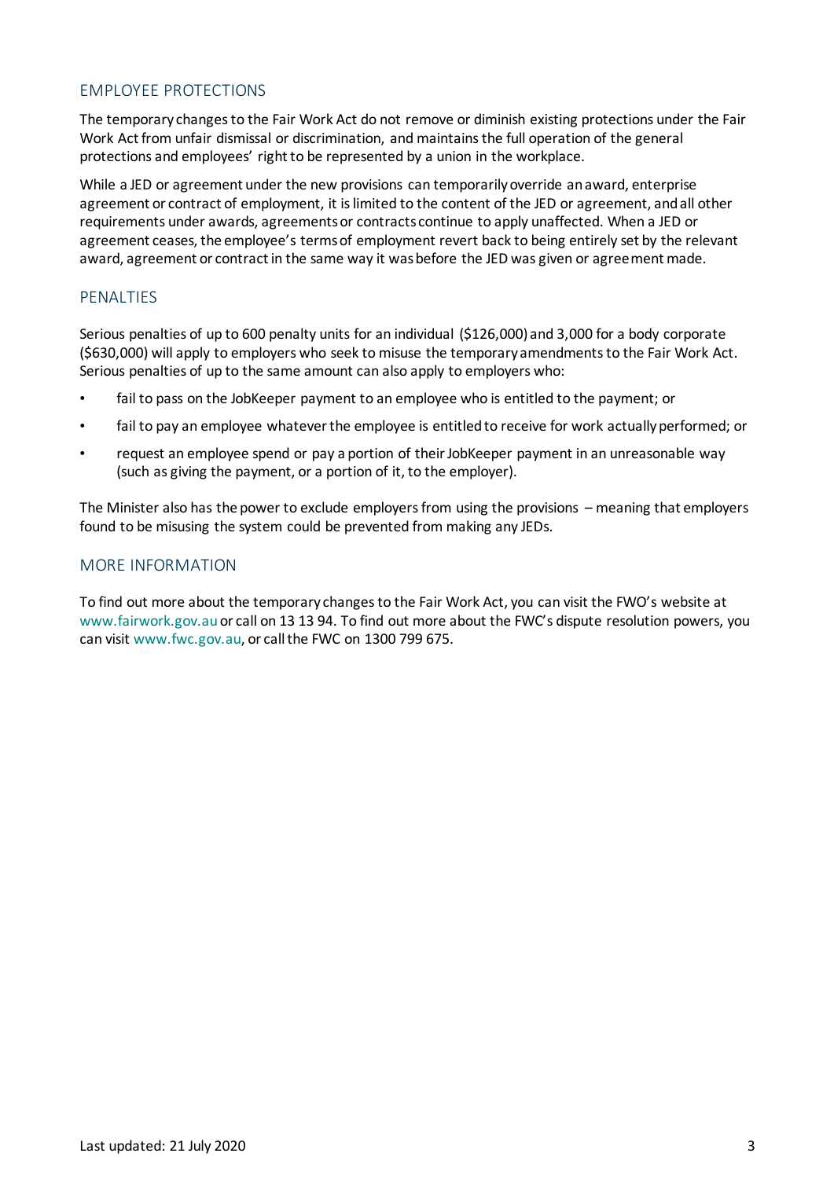## EMPLOYEE PROTECTIONS

The temporary changes to the Fair Work Act do not remove or diminish existing protections under the Fair Work Act from unfair dismissal or discrimination, and maintains the full operation of the general protections and employees' right to be represented by a union in the workplace.

While a JED or agreement under the new provisions can temporarily override an award, enterprise agreement or contract of employment, it is limited to the content of the JED or agreement, and all other requirements under awards, agreements or contracts continue to apply unaffected. When a JED or agreement ceases, the employee's terms of employment revert back to being entirely set by the relevant award, agreement or contract in the same way it was before the JED was given or agreement made.

## PENALTIES

Serious penalties of up to 600 penalty units for an individual ($126,000) and 3,000 for a body corporate ($630,000) will apply to employers who seek to misuse the temporary amendments to the Fair Work Act. Serious penalties of up to the same amount can also apply to employers who:

- fail to pass on the JobKeeper payment to an employee who is entitled to the payment; or
- fail to pay an employee whatever the employee is entitled to receive for work actually performed; or
- request an employee spend or pay a portion of their JobKeeper payment in an unreasonable way (such as giving the payment, or a portion of it, to the employer).

The Minister also has the power to exclude employers from using the provisions – meaning that employers found to be misusing the system could be prevented from making any JEDs.

## MORE INFORMATION

To find out more about the temporary changes to the Fair Work Act, you can visit the FWO's website at www.fairwork.gov.au or call on 13 13 94. To find out more about the FWC's dispute resolution powers, you can visit www.fwc.gov.au, or call the FWC on 1300 799 675.

Last updated: 21 July 2020